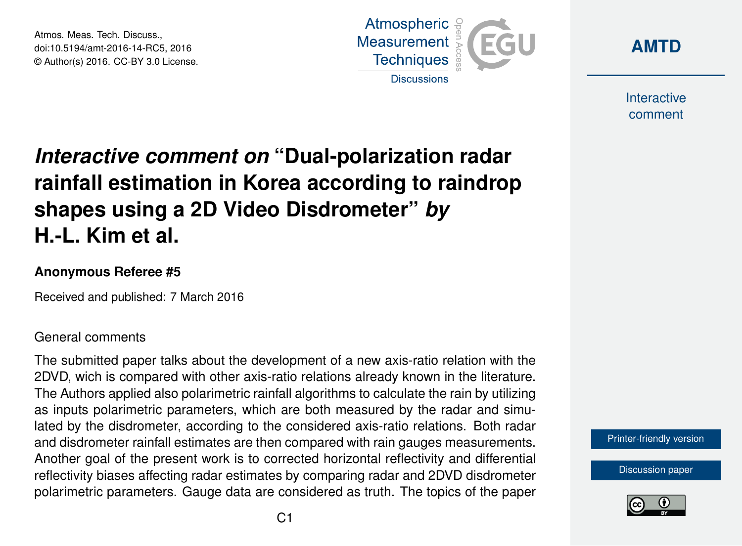# *Interactive comment on* "Dual-polarization radar rainfall estimation in Korea according to raindrop shapes using a 2D Video Disdrometer" *by* H.-L. Kim et al.

**Anonymous Referee #5**

Received and published: 7 March 2016

General comments

The submitted paper talks about the development of a new axis-ratio relation with the 2DVD, wich is compared with other axis-ratio relations already known in the literature. The Authors applied also polarimetric rainfall algorithms to calculate the rain by utilizing as inputs polarimetric parameters, which are both measured by the radar and simulated by the disdrometer, according to the considered axis-ratio relations. Both radar and disdrometer rainfall estimates are then compared with rain gauges measurements. Another goal of the present work is to corrected horizontal reflectivity and differential reflectivity biases affecting radar estimates by comparing radar and 2DVD disdrometer polarimetric parameters. Gauge data are considered as truth. The topics of the paper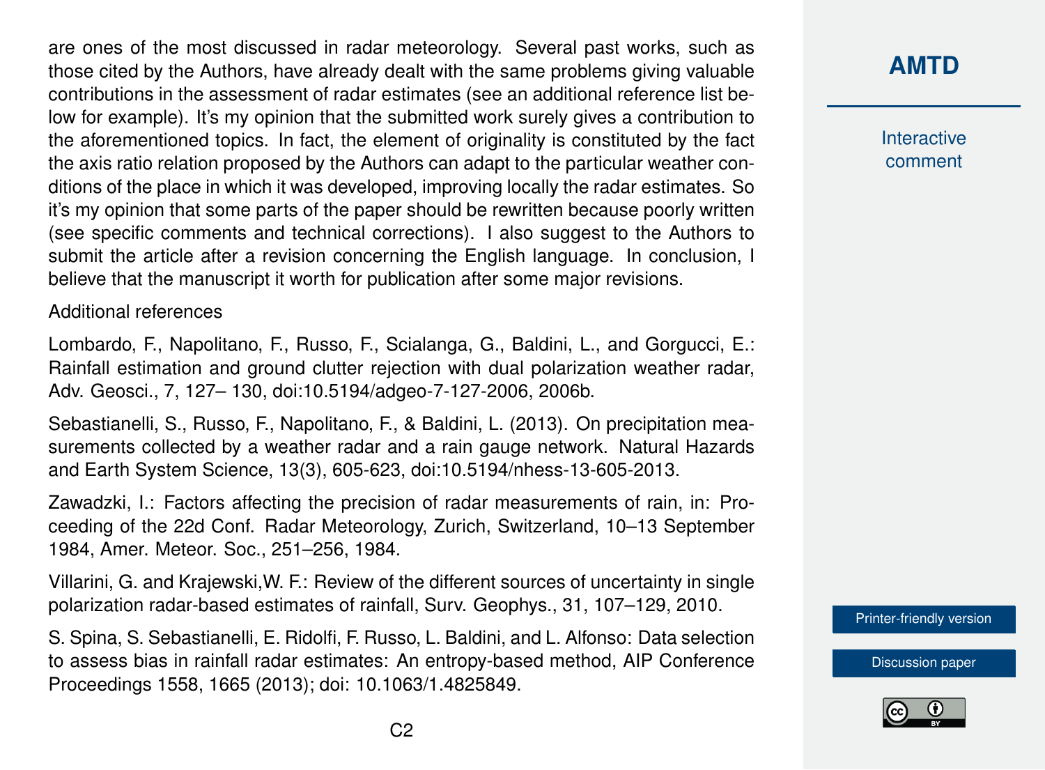are ones of the most discussed in radar meteorology. Several past works, such as those cited by the Authors, have already dealt with the same problems giving valuable contributions in the assessment of radar estimates (see an additional reference list below for example). It's my opinion that the submitted work surely gives a contribution to the aforementioned topics. In fact, the element of originality is constituted by the fact the axis ratio relation proposed by the Authors can adapt to the particular weather conditions of the place in which it was developed, improving locally the radar estimates. So it's my opinion that some parts of the paper should be rewritten because poorly written (see specific comments and technical corrections). I also suggest to the Authors to submit the article after a revision concerning the English language. In conclusion, I believe that the manuscript it worth for publication after some major revisions.

Additional references

Lombardo, F., Napolitano, F., Russo, F., Scialanga, G., Baldini, L., and Gorgucci, E.: Rainfall estimation and ground clutter rejection with dual polarization weather radar, Adv. Geosci., 7, 127– 130, doi:10.5194/adgeo-7-127-2006, 2006b.

Sebastianelli, S., Russo, F., Napolitano, F., & Baldini, L. (2013). On precipitation measurements collected by a weather radar and a rain gauge network. Natural Hazards and Earth System Science, 13(3), 605-623, doi:10.5194/nhess-13-605-2013.

Zawadzki, I.: Factors affecting the precision of radar measurements of rain, in: Proceeding of the 22d Conf. Radar Meteorology, Zurich, Switzerland, 10–13 September 1984, Amer. Meteor. Soc., 251–256, 1984.

Villarini, G. and Krajewski,W. F.: Review of the different sources of uncertainty in single polarization radar-based estimates of rainfall, Surv. Geophys., 31, 107–129, 2010.

S. Spina, S. Sebastianelli, E. Ridolfi, F. Russo, L. Baldini, and L. Alfonso: Data selection to assess bias in rainfall radar estimates: An entropy-based method, AIP Conference Proceedings 1558, 1665 (2013); doi: 10.1063/1.4825849.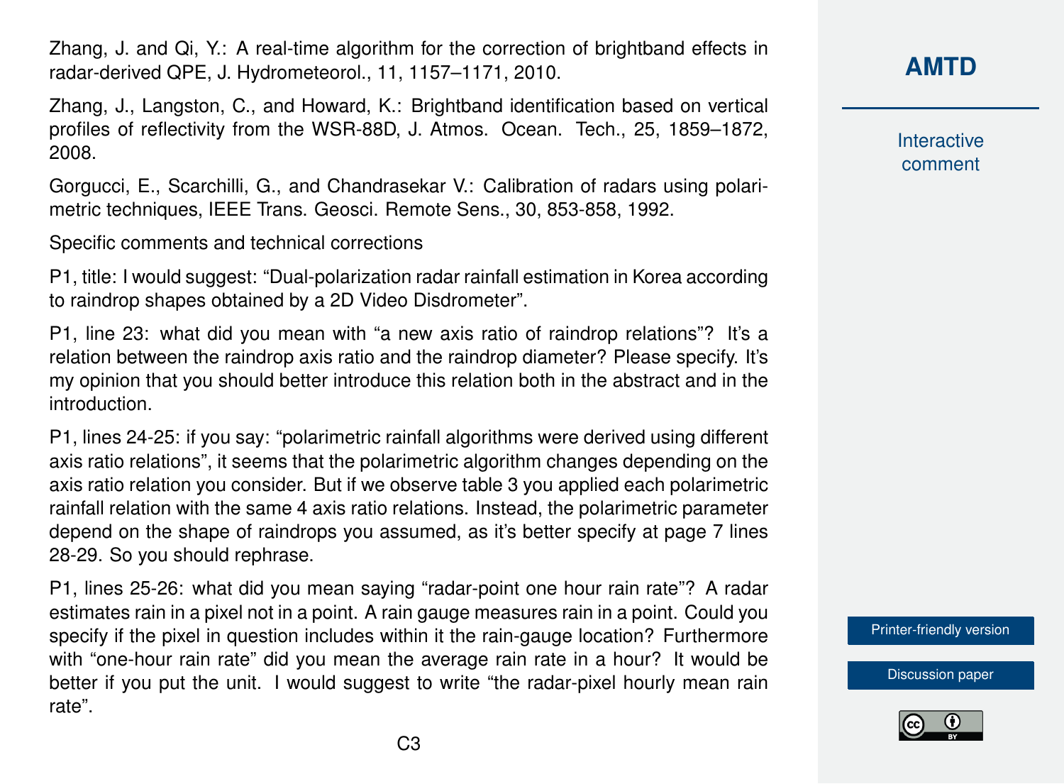Zhang, J. and Qi, Y.: A real-time algorithm for the correction of brightband effects in radar-derived QPE, J. Hydrometeorol., 11, 1157–1171, 2010.

Zhang, J., Langston, C., and Howard, K.: Brightband identification based on vertical profiles of reflectivity from the WSR-88D, J. Atmos. Ocean. Tech., 25, 1859–1872, 2008.

Gorgucci, E., Scarchilli, G., and Chandrasekar V.: Calibration of radars using polarimetric techniques, IEEE Trans. Geosci. Remote Sens., 30, 853-858, 1992.

Specific comments and technical corrections

P1, title: I would suggest: "Dual-polarization radar rainfall estimation in Korea according to raindrop shapes obtained by a 2D Video Disdrometer".

P1, line 23: what did you mean with "a new axis ratio of raindrop relations"? It's a relation between the raindrop axis ratio and the raindrop diameter? Please specify. It's my opinion that you should better introduce this relation both in the abstract and in the introduction.

P1, lines 24-25: if you say: "polarimetric rainfall algorithms were derived using different axis ratio relations", it seems that the polarimetric algorithm changes depending on the axis ratio relation you consider. But if we observe table 3 you applied each polarimetric rainfall relation with the same 4 axis ratio relations. Instead, the polarimetric parameter depend on the shape of raindrops you assumed, as it's better specify at page 7 lines 28-29. So you should rephrase.

P1, lines 25-26: what did you mean saying "radar-point one hour rain rate"? A radar estimates rain in a pixel not in a point. A rain gauge measures rain in a point. Could you specify if the pixel in question includes within it the rain-gauge location? Furthermore with "one-hour rain rate" did you mean the average rain rate in a hour? It would be better if you put the unit. I would suggest to write "the radar-pixel hourly mean rain rate".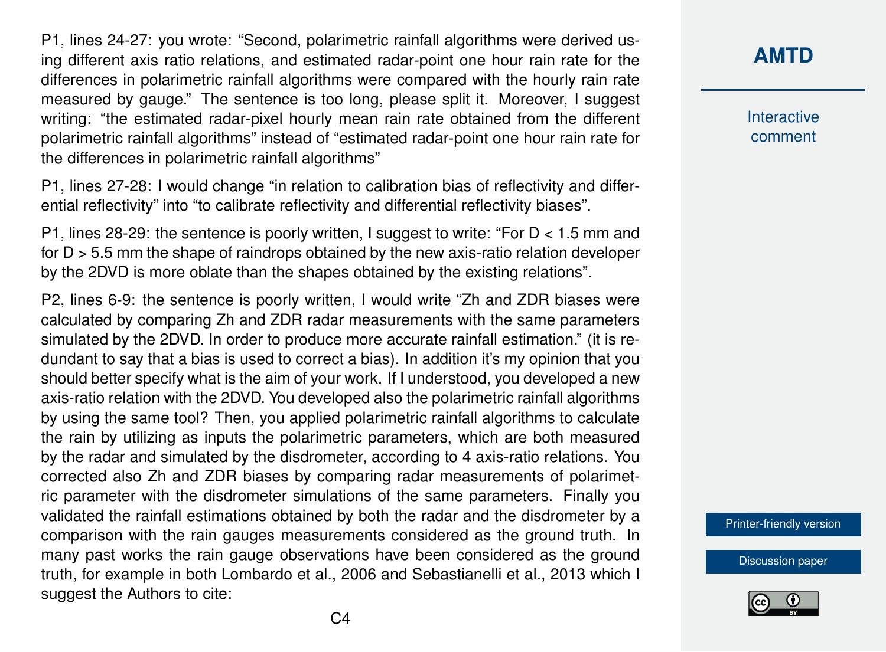P1, lines 24-27: you wrote: "Second, polarimetric rainfall algorithms were derived using different axis ratio relations, and estimated radar-point one hour rain rate for the differences in polarimetric rainfall algorithms were compared with the hourly rain rate measured by gauge." The sentence is too long, please split it. Moreover, I suggest writing: "the estimated radar-pixel hourly mean rain rate obtained from the different polarimetric rainfall algorithms" instead of "estimated radar-point one hour rain rate for the differences in polarimetric rainfall algorithms"

P1, lines 27-28: I would change "in relation to calibration bias of reflectivity and differential reflectivity" into "to calibrate reflectivity and differential reflectivity biases".

P1, lines 28-29: the sentence is poorly written, I suggest to write: "For D < 1.5 mm and for D > 5.5 mm the shape of raindrops obtained by the new axis-ratio relation developer by the 2DVD is more oblate than the shapes obtained by the existing relations".

P2, lines 6-9: the sentence is poorly written, I would write "Zh and ZDR biases were calculated by comparing Zh and ZDR radar measurements with the same parameters simulated by the 2DVD. In order to produce more accurate rainfall estimation." (it is redundant to say that a bias is used to correct a bias). In addition it's my opinion that you should better specify what is the aim of your work. If I understood, you developed a new axis-ratio relation with the 2DVD. You developed also the polarimetric rainfall algorithms by using the same tool? Then, you applied polarimetric rainfall algorithms to calculate the rain by utilizing as inputs the polarimetric parameters, which are both measured by the radar and simulated by the disdrometer, according to 4 axis-ratio relations. You corrected also Zh and ZDR biases by comparing radar measurements of polarimetric parameter with the disdrometer simulations of the same parameters. Finally you validated the rainfall estimations obtained by both the radar and the disdrometer by a comparison with the rain gauges measurements considered as the ground truth. In many past works the rain gauge observations have been considered as the ground truth, for example in both Lombardo et al., 2006 and Sebastianelli et al., 2013 which I suggest the Authors to cite: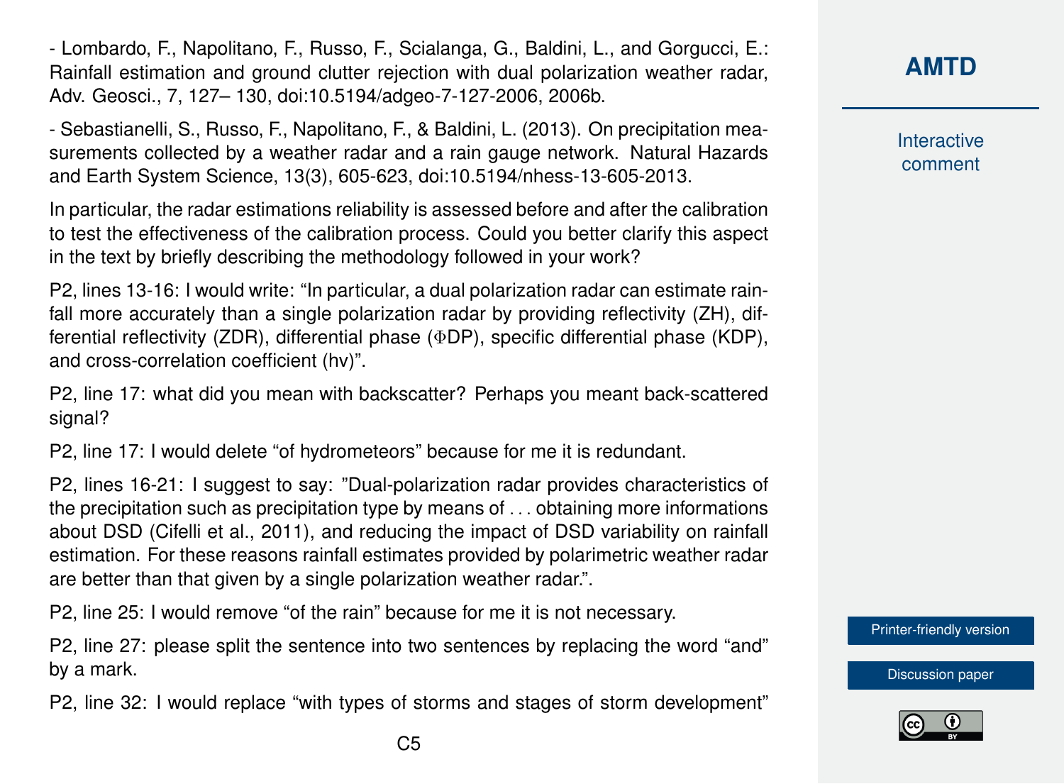- Lombardo, F., Napolitano, F., Russo, F., Scialanga, G., Baldini, L., and Gorgucci, E.: Rainfall estimation and ground clutter rejection with dual polarization weather radar, Adv. Geosci., 7, 127– 130, doi:10.5194/adgeo-7-127-2006, 2006b.

- Sebastianelli, S., Russo, F., Napolitano, F., & Baldini, L. (2013). On precipitation measurements collected by a weather radar and a rain gauge network. Natural Hazards and Earth System Science, 13(3), 605-623, doi:10.5194/nhess-13-605-2013.

In particular, the radar estimations reliability is assessed before and after the calibration to test the effectiveness of the calibration process. Could you better clarify this aspect in the text by briefly describing the methodology followed in your work?

P2, lines 13-16: I would write: "In particular, a dual polarization radar can estimate rainfall more accurately than a single polarization radar by providing reflectivity (ZH), differential reflectivity (ZDR), differential phase (ΦDP), specific differential phase (KDP), and cross-correlation coefficient (hv)".

P2, line 17: what did you mean with backscatter? Perhaps you meant back-scattered signal?

P2, line 17: I would delete "of hydrometeors" because for me it is redundant.

P2, lines 16-21: I suggest to say: "Dual-polarization radar provides characteristics of the precipitation such as precipitation type by means of . . . obtaining more informations about DSD (Cifelli et al., 2011), and reducing the impact of DSD variability on rainfall estimation. For these reasons rainfall estimates provided by polarimetric weather radar are better than that given by a single polarization weather radar.".

P2, line 25: I would remove "of the rain" because for me it is not necessary.

P2, line 27: please split the sentence into two sentences by replacing the word "and" by a mark.

P2, line 32: I would replace "with types of storms and stages of storm development"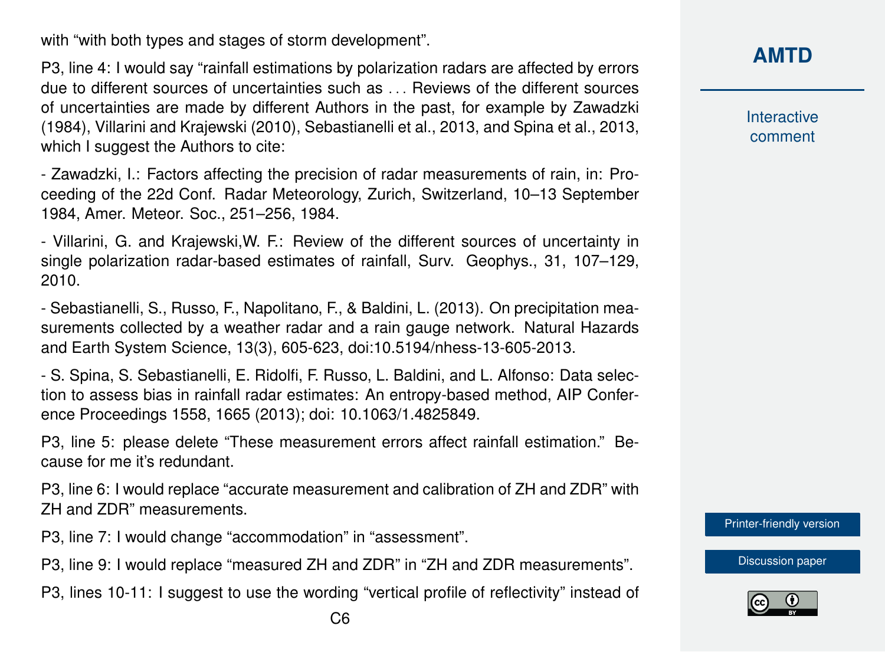with “with both types and stages of storm development”.

P3, line 4: I would say “rainfall estimations by polarization radars are affected by errors due to different sources of uncertainties such as . . . Reviews of the different sources of uncertainties are made by different Authors in the past, for example by Zawadzki (1984), Villarini and Krajewski (2010), Sebastianelli et al., 2013, and Spina et al., 2013, which I suggest the Authors to cite:

- Zawadzki, I.: Factors affecting the precision of radar measurements of rain, in: Proceeding of the 22d Conf. Radar Meteorology, Zurich, Switzerland, 10–13 September 1984, Amer. Meteor. Soc., 251–256, 1984.

- Villarini, G. and Krajewski,W. F.: Review of the different sources of uncertainty in single polarization radar-based estimates of rainfall, Surv. Geophys., 31, 107–129, 2010.

- Sebastianelli, S., Russo, F., Napolitano, F., & Baldini, L. (2013). On precipitation measurements collected by a weather radar and a rain gauge network. Natural Hazards and Earth System Science, 13(3), 605-623, doi:10.5194/nhess-13-605-2013.

- S. Spina, S. Sebastianelli, E. Ridolfi, F. Russo, L. Baldini, and L. Alfonso: Data selection to assess bias in rainfall radar estimates: An entropy-based method, AIP Conference Proceedings 1558, 1665 (2013); doi: 10.1063/1.4825849.

P3, line 5: please delete “These measurement errors affect rainfall estimation.” Because for me it’s redundant.

P3, line 6: I would replace “accurate measurement and calibration of ZH and ZDR” with ZH and ZDR” measurements.

P3, line 7: I would change “accommodation” in “assessment”.

P3, line 9: I would replace “measured ZH and ZDR” in “ZH and ZDR measurements”.

P3, lines 10-11: I suggest to use the wording “vertical profile of reflectivity” instead of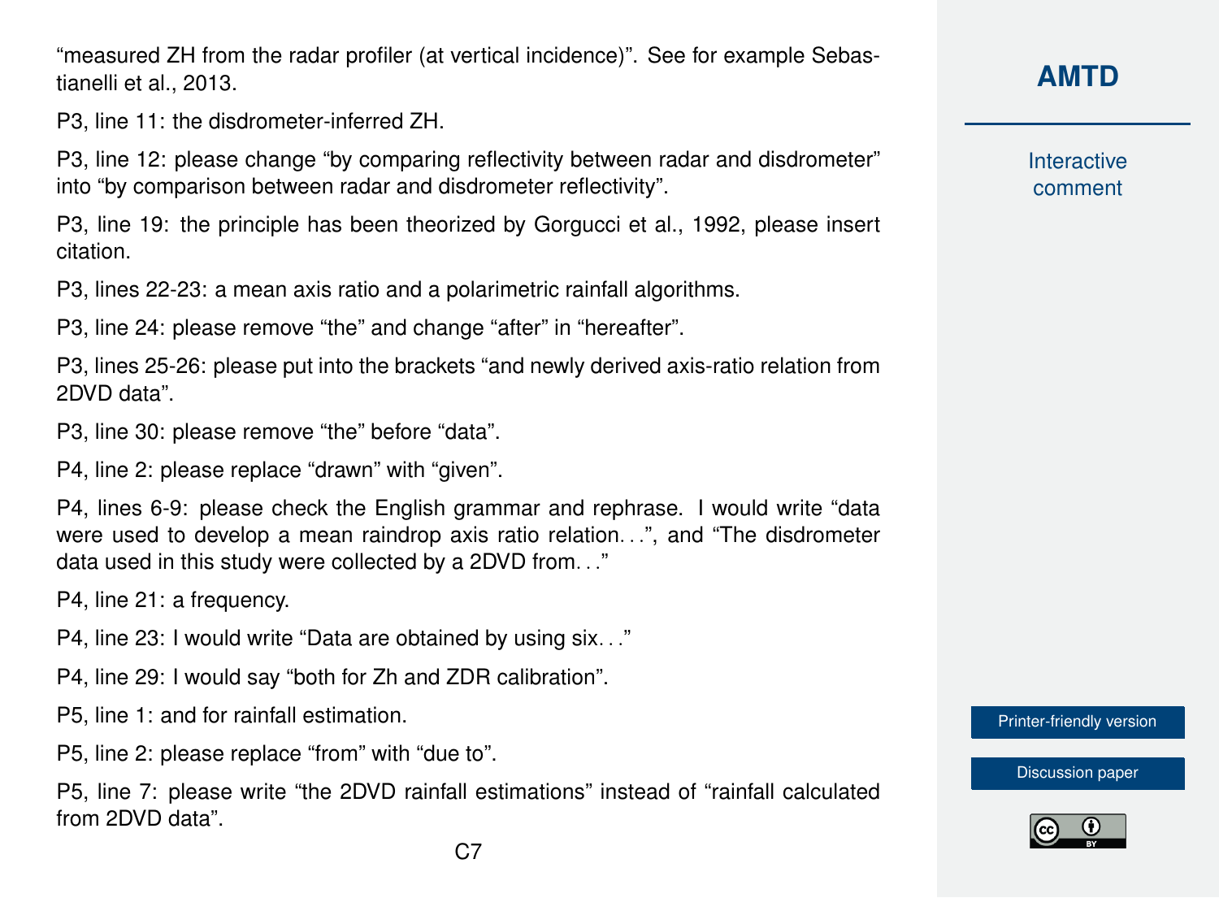"measured ZH from the radar profiler (at vertical incidence)". See for example Sebastianelli et al., 2013.

P3, line 11: the disdrometer-inferred ZH.

P3, line 12: please change "by comparing reflectivity between radar and disdrometer" into "by comparison between radar and disdrometer reflectivity".

P3, line 19: the principle has been theorized by Gorgucci et al., 1992, please insert citation.

P3, lines 22-23: a mean axis ratio and a polarimetric rainfall algorithms.

P3, line 24: please remove "the" and change "after" in "hereafter".

P3, lines 25-26: please put into the brackets "and newly derived axis-ratio relation from 2DVD data".

P3, line 30: please remove "the" before "data".

P4, line 2: please replace "drawn" with "given".

P4, lines 6-9: please check the English grammar and rephrase. I would write "data were used to develop a mean raindrop axis ratio relation…", and "The disdrometer data used in this study were collected by a 2DVD from…"

P4, line 21: a frequency.

P4, line 23: I would write "Data are obtained by using six…"

P4, line 29: I would say "both for Zh and ZDR calibration".

P5, line 1: and for rainfall estimation.

P5, line 2: please replace "from" with "due to".

P5, line 7: please write "the 2DVD rainfall estimations" instead of "rainfall calculated from 2DVD data".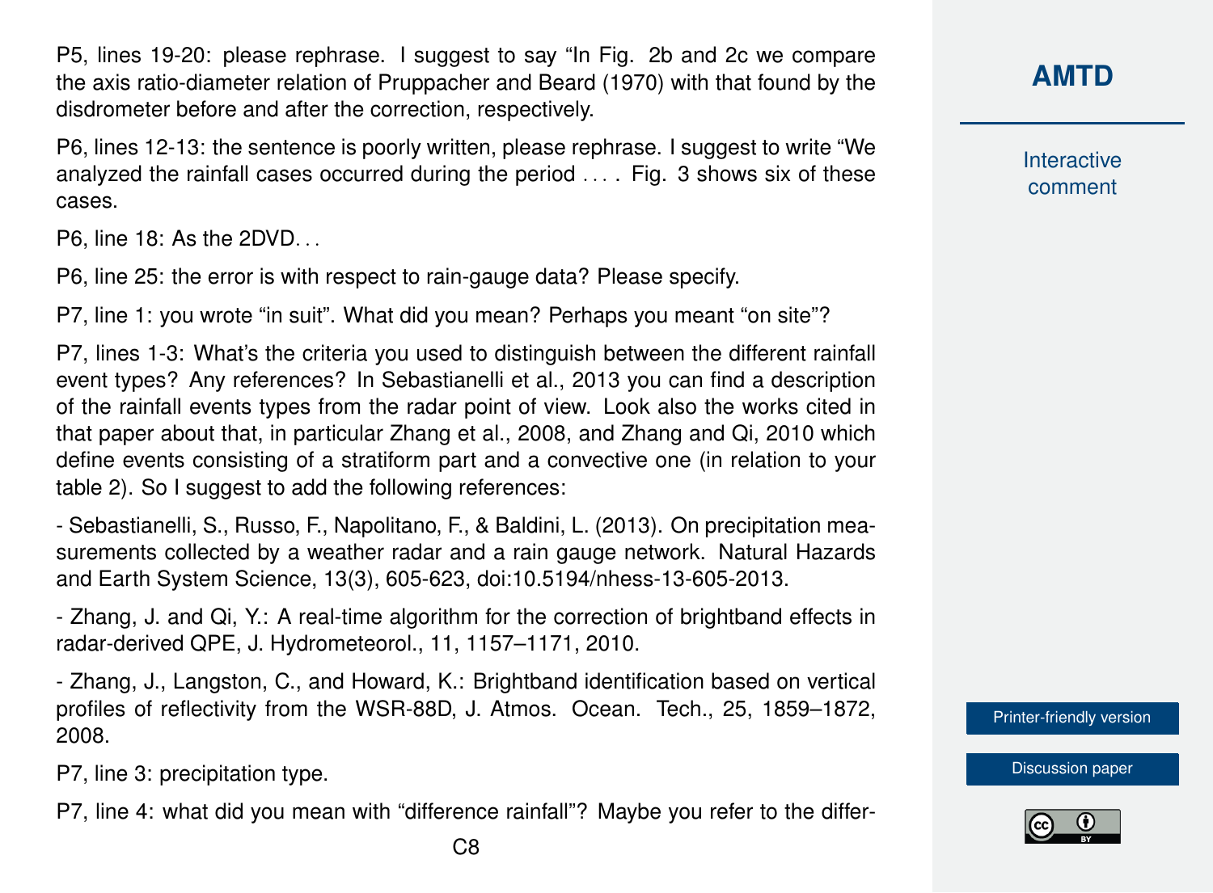P5, lines 19-20: please rephrase. I suggest to say "In Fig. 2b and 2c we compare the axis ratio-diameter relation of Pruppacher and Beard (1970) with that found by the disdrometer before and after the correction, respectively.

P6, lines 12-13: the sentence is poorly written, please rephrase. I suggest to write "We analyzed the rainfall cases occurred during the period . . . . Fig. 3 shows six of these cases.

P6, line 18: As the 2DVD. . .

P6, line 25: the error is with respect to rain-gauge data? Please specify.

P7, line 1: you wrote "in suit". What did you mean? Perhaps you meant "on site"?

P7, lines 1-3: What's the criteria you used to distinguish between the different rainfall event types? Any references? In Sebastianelli et al., 2013 you can find a description of the rainfall events types from the radar point of view. Look also the works cited in that paper about that, in particular Zhang et al., 2008, and Zhang and Qi, 2010 which define events consisting of a stratiform part and a convective one (in relation to your table 2). So I suggest to add the following references:

- Sebastianelli, S., Russo, F., Napolitano, F., & Baldini, L. (2013). On precipitation measurements collected by a weather radar and a rain gauge network. Natural Hazards and Earth System Science, 13(3), 605-623, doi:10.5194/nhess-13-605-2013.

- Zhang, J. and Qi, Y.: A real-time algorithm for the correction of brightband effects in radar-derived QPE, J. Hydrometeorol., 11, 1157–1171, 2010.

- Zhang, J., Langston, C., and Howard, K.: Brightband identification based on vertical profiles of reflectivity from the WSR-88D, J. Atmos. Ocean. Tech., 25, 1859–1872, 2008.

P7, line 3: precipitation type.

P7, line 4: what did you mean with "difference rainfall"? Maybe you refer to the differ-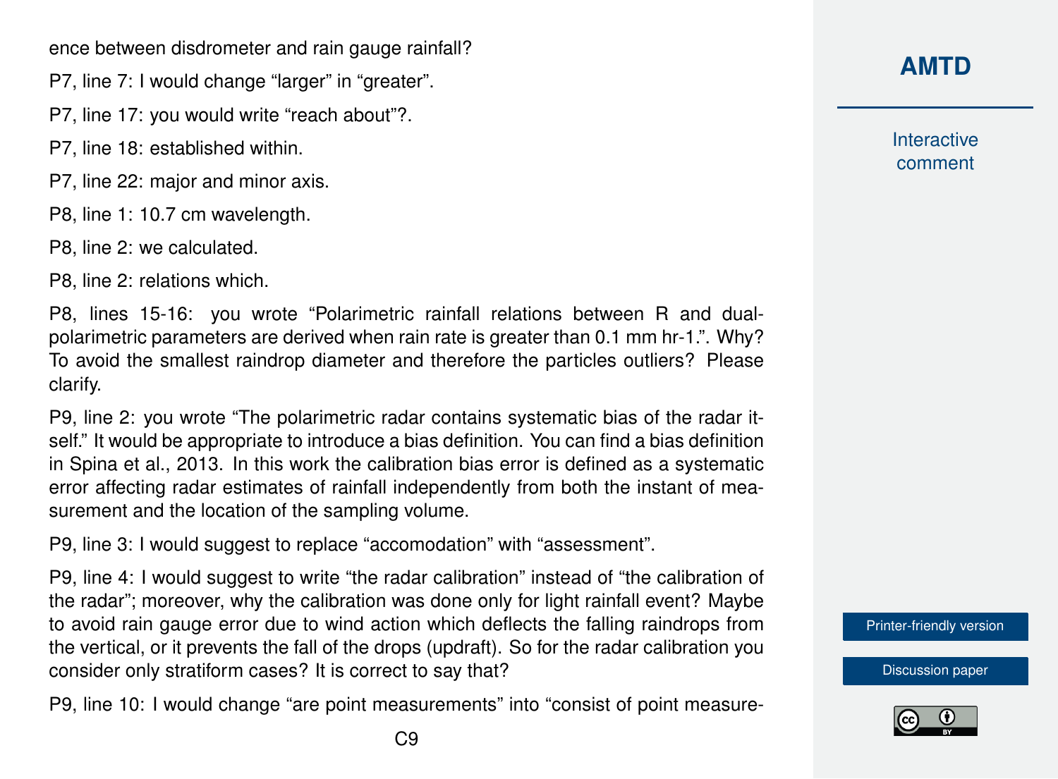ence between disdrometer and rain gauge rainfall?

P7, line 7: I would change “larger” in “greater”.

P7, line 17: you would write “reach about”?.

P7, line 18: established within.

P7, line 22: major and minor axis.

P8, line 1: 10.7 cm wavelength.

P8, line 2: we calculated.

P8, line 2: relations which.

P8, lines 15-16: you wrote “Polarimetric rainfall relations between R and dual-polarimetric parameters are derived when rain rate is greater than 0.1 mm hr-1.”. Why? To avoid the smallest raindrop diameter and therefore the particles outliers? Please clarify.

P9, line 2: you wrote “The polarimetric radar contains systematic bias of the radar itself.” It would be appropriate to introduce a bias definition. You can find a bias definition in Spina et al., 2013. In this work the calibration bias error is defined as a systematic error affecting radar estimates of rainfall independently from both the instant of measurement and the location of the sampling volume.

P9, line 3: I would suggest to replace “accomodation” with “assessment”.

P9, line 4: I would suggest to write “the radar calibration” instead of “the calibration of the radar”; moreover, why the calibration was done only for light rainfall event? Maybe to avoid rain gauge error due to wind action which deflects the falling raindrops from the vertical, or it prevents the fall of the drops (updraft). So for the radar calibration you consider only stratiform cases? It is correct to say that?

P9, line 10: I would change “are point measurements” into “consist of point measure-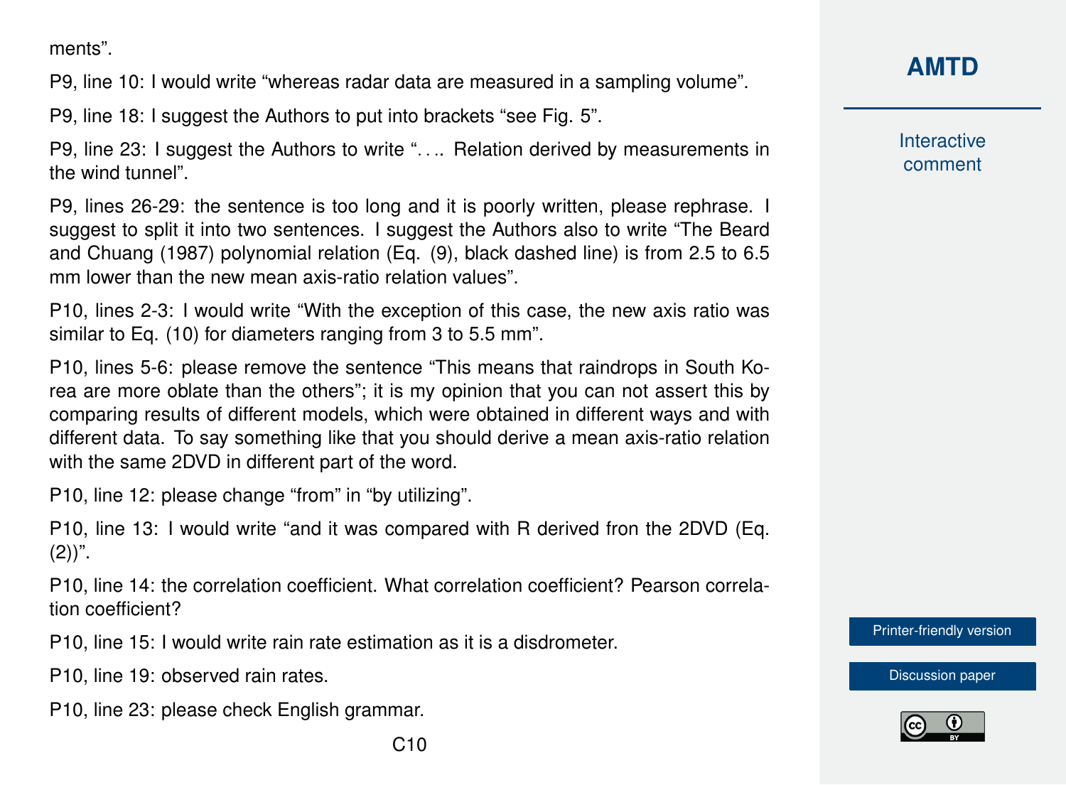ments".

P9, line 10: I would write "whereas radar data are measured in a sampling volume".

P9, line 18: I suggest the Authors to put into brackets "see Fig. 5".

P9, line 23: I suggest the Authors to write ". . .. Relation derived by measurements in the wind tunnel".

P9, lines 26-29: the sentence is too long and it is poorly written, please rephrase. I suggest to split it into two sentences. I suggest the Authors also to write "The Beard and Chuang (1987) polynomial relation (Eq. (9), black dashed line) is from 2.5 to 6.5 mm lower than the new mean axis-ratio relation values".

P10, lines 2-3: I would write "With the exception of this case, the new axis ratio was similar to Eq. (10) for diameters ranging from 3 to 5.5 mm".

P10, lines 5-6: please remove the sentence "This means that raindrops in South Korea are more oblate than the others"; it is my opinion that you can not assert this by comparing results of different models, which were obtained in different ways and with different data. To say something like that you should derive a mean axis-ratio relation with the same 2DVD in different part of the word.

P10, line 12: please change "from" in "by utilizing".

P10, line 13: I would write "and it was compared with R derived fron the 2DVD (Eq. (2))".

P10, line 14: the correlation coefficient. What correlation coefficient? Pearson correlation coefficient?

P10, line 15: I would write rain rate estimation as it is a disdrometer.

P10, line 19: observed rain rates.

P10, line 23: please check English grammar.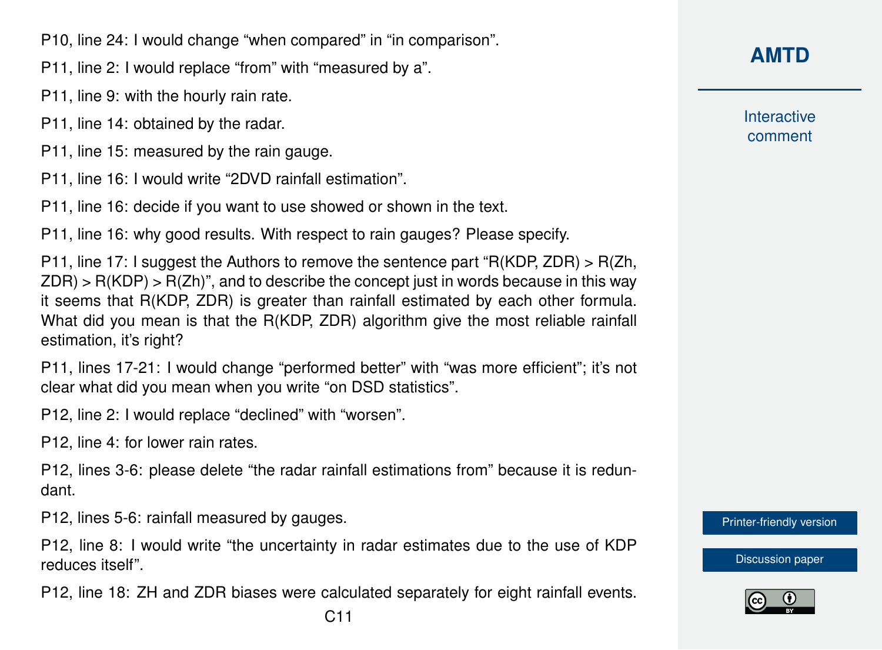P10, line 24: I would change "when compared" in "in comparison".

P11, line 2: I would replace "from" with "measured by a".

P11, line 9: with the hourly rain rate.

P11, line 14: obtained by the radar.

P11, line 15: measured by the rain gauge.

P11, line 16: I would write "2DVD rainfall estimation".

P11, line 16: decide if you want to use showed or shown in the text.

P11, line 16: why good results. With respect to rain gauges? Please specify.

P11, line 17: I suggest the Authors to remove the sentence part "R(KDP, ZDR) > R(Zh, ZDR) > R(KDP) > R(Zh)", and to describe the concept just in words because in this way it seems that R(KDP, ZDR) is greater than rainfall estimated by each other formula. What did you mean is that the R(KDP, ZDR) algorithm give the most reliable rainfall estimation, it's right?

P11, lines 17-21: I would change "performed better" with "was more efficient"; it's not clear what did you mean when you write "on DSD statistics".

P12, line 2: I would replace "declined" with "worsen".

P12, line 4: for lower rain rates.

P12, lines 3-6: please delete "the radar rainfall estimations from" because it is redundant.

P12, lines 5-6: rainfall measured by gauges.

P12, line 8: I would write "the uncertainty in radar estimates due to the use of KDP reduces itself".

P12, line 18: ZH and ZDR biases were calculated separately for eight rainfall events.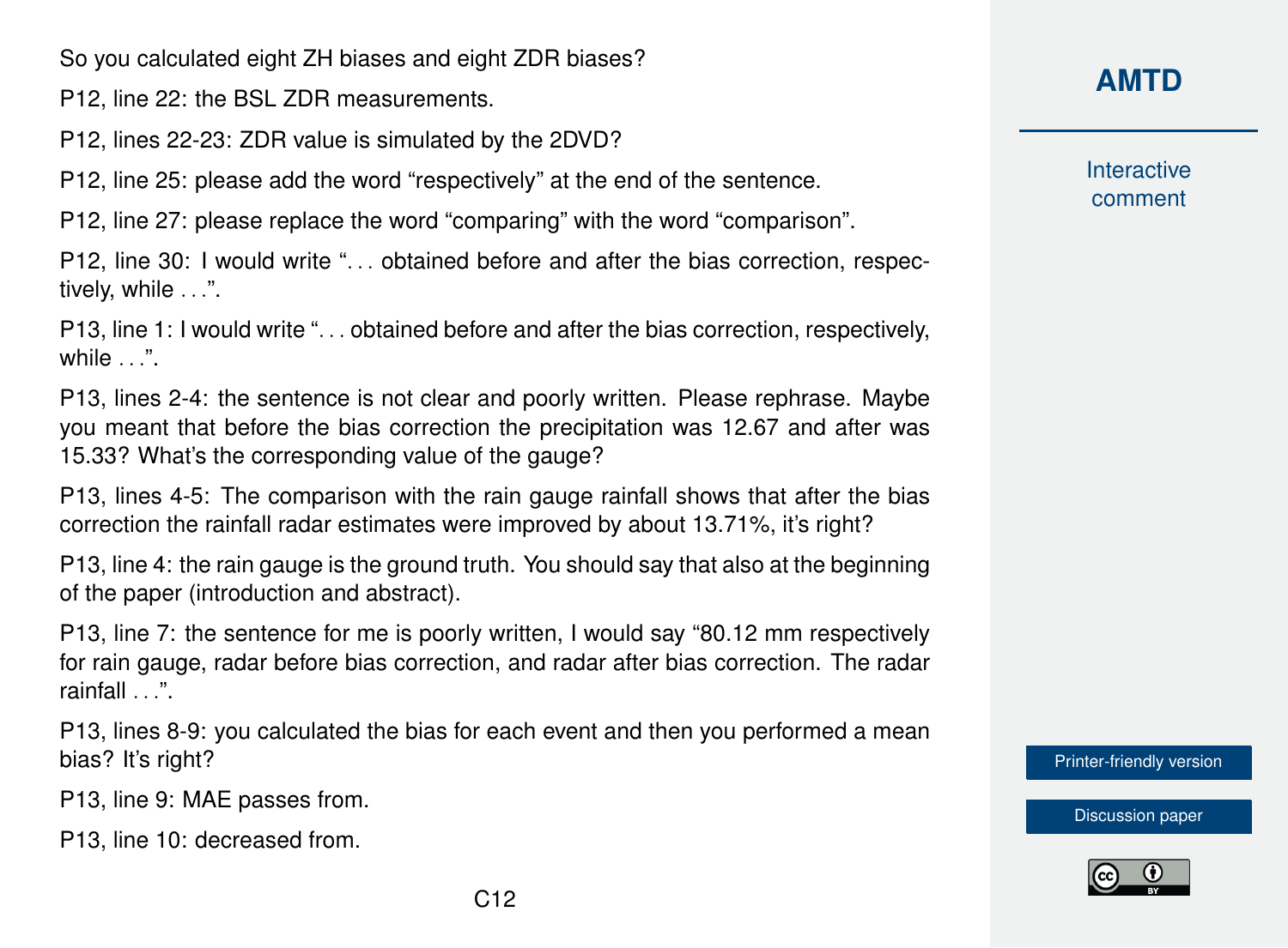So you calculated eight ZH biases and eight ZDR biases?

P12, line 22: the BSL ZDR measurements.

P12, lines 22-23: ZDR value is simulated by the 2DVD?

P12, line 25: please add the word "respectively" at the end of the sentence.

P12, line 27: please replace the word "comparing" with the word "comparison".

P12, line 30: I would write "... obtained before and after the bias correction, respectively, while ...".

P13, line 1: I would write "... obtained before and after the bias correction, respectively, while ...".

P13, lines 2-4: the sentence is not clear and poorly written. Please rephrase. Maybe you meant that before the bias correction the precipitation was 12.67 and after was 15.33? What's the corresponding value of the gauge?

P13, lines 4-5: The comparison with the rain gauge rainfall shows that after the bias correction the rainfall radar estimates were improved by about 13.71%, it's right?

P13, line 4: the rain gauge is the ground truth. You should say that also at the beginning of the paper (introduction and abstract).

P13, line 7: the sentence for me is poorly written, I would say "80.12 mm respectively for rain gauge, radar before bias correction, and radar after bias correction. The radar rainfall ...".

P13, lines 8-9: you calculated the bias for each event and then you performed a mean bias? It's right?

P13, line 9: MAE passes from.

P13, line 10: decreased from.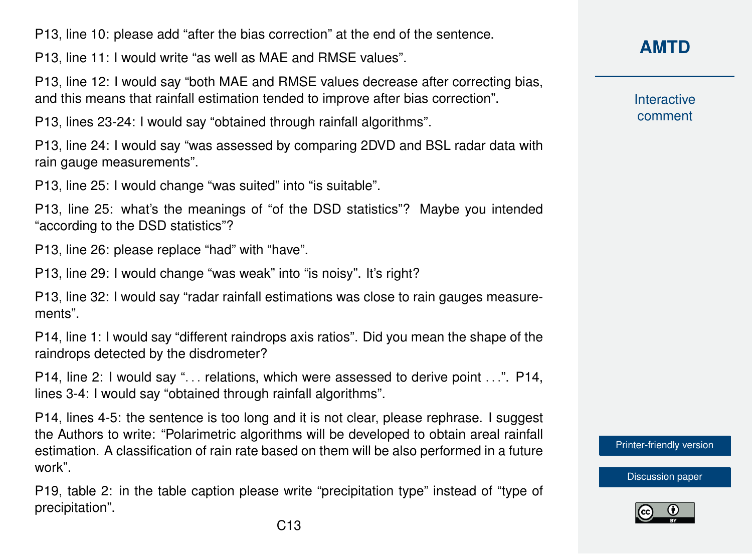P13, line 10: please add “after the bias correction” at the end of the sentence.

P13, line 11: I would write “as well as MAE and RMSE values”.

P13, line 12: I would say “both MAE and RMSE values decrease after correcting bias, and this means that rainfall estimation tended to improve after bias correction”.

P13, lines 23-24: I would say “obtained through rainfall algorithms”.

P13, line 24: I would say “was assessed by comparing 2DVD and BSL radar data with rain gauge measurements”.

P13, line 25: I would change “was suited” into “is suitable”.

P13, line 25: what’s the meanings of “of the DSD statistics”? Maybe you intended “according to the DSD statistics”?

P13, line 26: please replace “had” with “have”.

P13, line 29: I would change “was weak” into “is noisy”. It’s right?

P13, line 32: I would say “radar rainfall estimations was close to rain gauges measurements”.

P14, line 1: I would say “different raindrops axis ratios”. Did you mean the shape of the raindrops detected by the disdrometer?

P14, line 2: I would say “. . . relations, which were assessed to derive point . . .”. P14, lines 3-4: I would say “obtained through rainfall algorithms”.

P14, lines 4-5: the sentence is too long and it is not clear, please rephrase. I suggest the Authors to write: “Polarimetric algorithms will be developed to obtain areal rainfall estimation. A classification of rain rate based on them will be also performed in a future work”.

P19, table 2: in the table caption please write “precipitation type” instead of “type of precipitation”.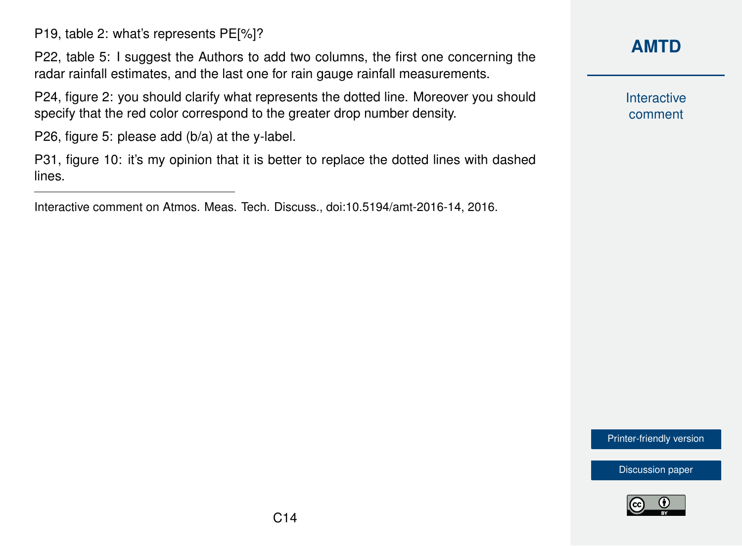P19, table 2: what's represents PE[%]?

P22, table 5: I suggest the Authors to add two columns, the first one concerning the radar rainfall estimates, and the last one for rain gauge rainfall measurements.

P24, figure 2: you should clarify what represents the dotted line. Moreover you should specify that the red color correspond to the greater drop number density.

P26, figure 5: please add (b/a) at the y-label.

P31, figure 10: it's my opinion that it is better to replace the dotted lines with dashed lines.

---

Interactive comment on Atmos. Meas. Tech. Discuss., doi:10.5194/amt-2016-14, 2016.